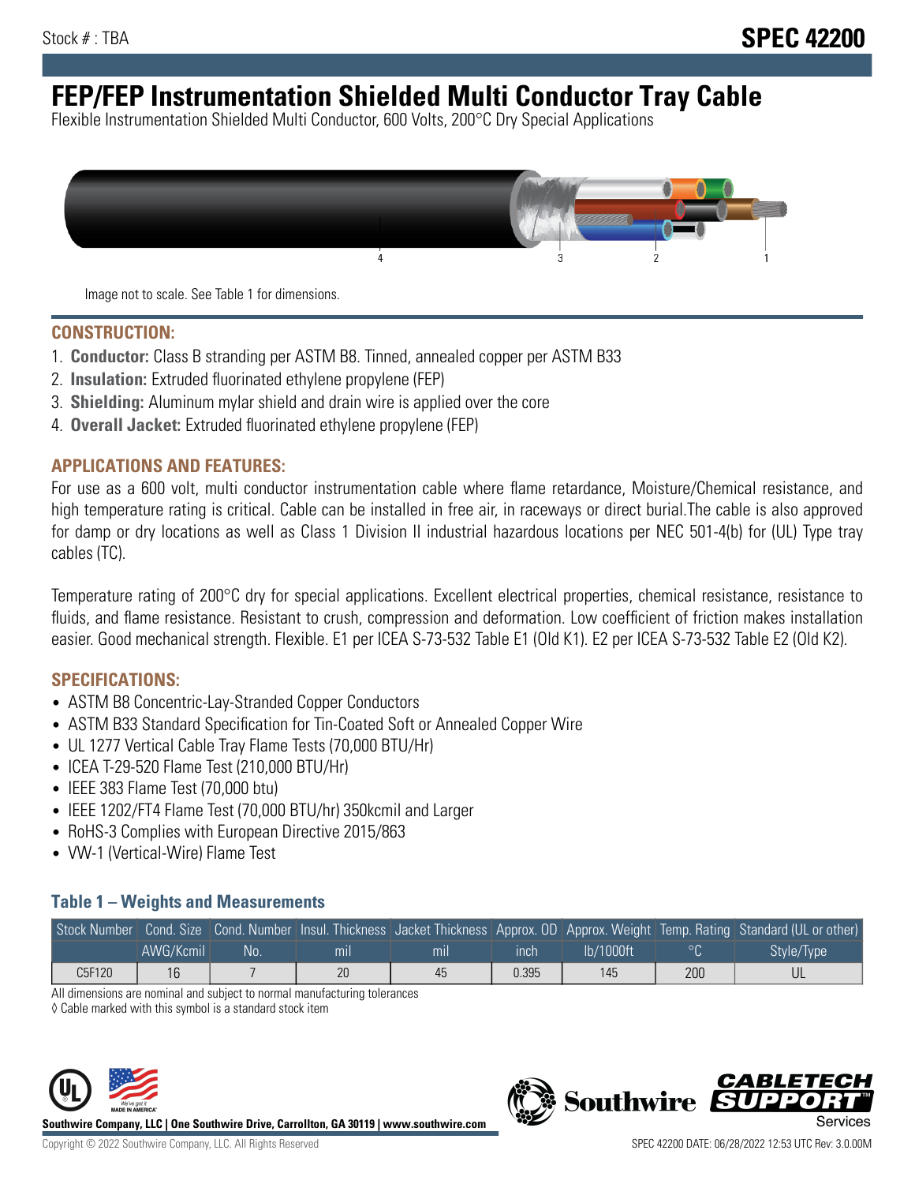Stock # : TBA

**SPEC 42200**

# FEP/FEP Instrumentation Shielded Multi Conductor Tray Cable

Flexible Instrumentation Shielded Multi Conductor, 600 Volts, 200°C Dry Special Applications

Image not to scale. See Table 1 for dimensions.

## CONSTRUCTION:

1. **Conductor:** Class B stranding per ASTM B8. Tinned, annealed copper per ASTM B33
2. **Insulation:** Extruded fluorinated ethylene propylene (FEP)
3. **Shielding:** Aluminum mylar shield and drain wire is applied over the core
4. **Overall Jacket:** Extruded fluorinated ethylene propylene (FEP)

## APPLICATIONS AND FEATURES:

For use as a 600 volt, multi conductor instrumentation cable where flame retardance, Moisture/Chemical resistance, and high temperature rating is critical. Cable can be installed in free air, in raceways or direct burial.The cable is also approved for damp or dry locations as well as Class 1 Division II industrial hazardous locations per NEC 501-4(b) for (UL) Type tray cables (TC).

Temperature rating of 200°C dry for special applications. Excellent electrical properties, chemical resistance, resistance to fluids, and flame resistance. Resistant to crush, compression and deformation. Low coefficient of friction makes installation easier. Good mechanical strength. Flexible. E1 per ICEA S-73-532 Table E1 (Old K1). E2 per ICEA S-73-532 Table E2 (Old K2).

## SPECIFICATIONS:

- ASTM B8 Concentric-Lay-Stranded Copper Conductors
- ASTM B33 Standard Specification for Tin-Coated Soft or Annealed Copper Wire
- UL 1277 Vertical Cable Tray Flame Tests (70,000 BTU/Hr)
- ICEA T-29-520 Flame Test (210,000 BTU/Hr)
- IEEE 383 Flame Test (70,000 btu)
- IEEE 1202/FT4 Flame Test (70,000 BTU/hr) 350kcmil and Larger
- RoHS-3 Complies with European Directive 2015/863
- VW-1 (Vertical-Wire) Flame Test

### Table 1 – Weights and Measurements

| Stock Number | Cond. Size | Cond. Number | Insul. Thickness | Jacket Thickness | Approx. OD | Approx. Weight | Temp. Rating | Standard (UL or other) |
|---|---|---|---|---|---|---|---|---|
| | AWG/Kcmil | No. | mil | mil | inch | lb/1000ft | °C | Style/Type |
| C5F120 | 16 | 7 | 20 | 45 | 0.395 | 145 | 200 | UL |

All dimensions are nominal and subject to normal manufacturing tolerances

◊ Cable marked with this symbol is a standard stock item

Southwire Company, LLC | One Southwire Drive, Carrollton, GA 30119 | www.southwire.com

Copyright © 2022 Southwire Company, LLC. All Rights Reserved

SPEC 42200 DATE: 06/28/2022 12:53 UTC Rev: 3.0.00M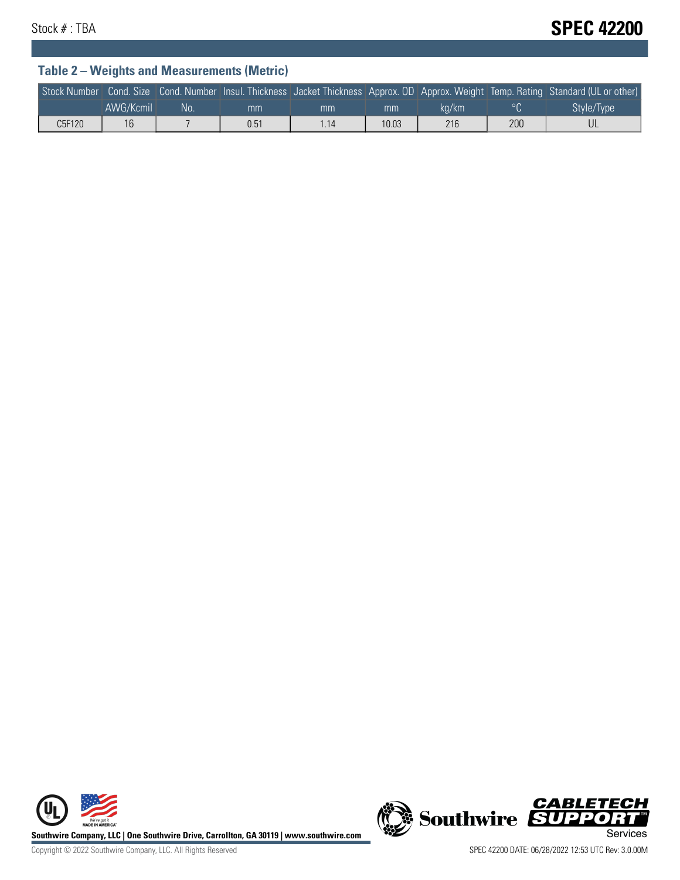### Table 2 – Weights and Measurements (Metric)

| Stock Number | Cond. Size | Cond. Number | Insul. Thickness | Jacket Thickness | Approx. OD | Approx. Weight | Temp. Rating | Standard (UL or other) |
|---|---|---|---|---|---|---|---|---|
| | AWG/Kcmil | No. | mm | mm | mm | kg/km | °C | Style/Type |
| C5F120 | 16 | 7 | 0.51 | 1.14 | 10.03 | 216 | 200 | UL |

**Southwire Company, LLC | One Southwire Drive, Carrollton, GA 30119 | www.southwire.com**

Copyright © 2022 Southwire Company, LLC. All Rights Reserved

SPEC 42200 DATE: 06/28/2022 12:53 UTC Rev: 3.0.00M